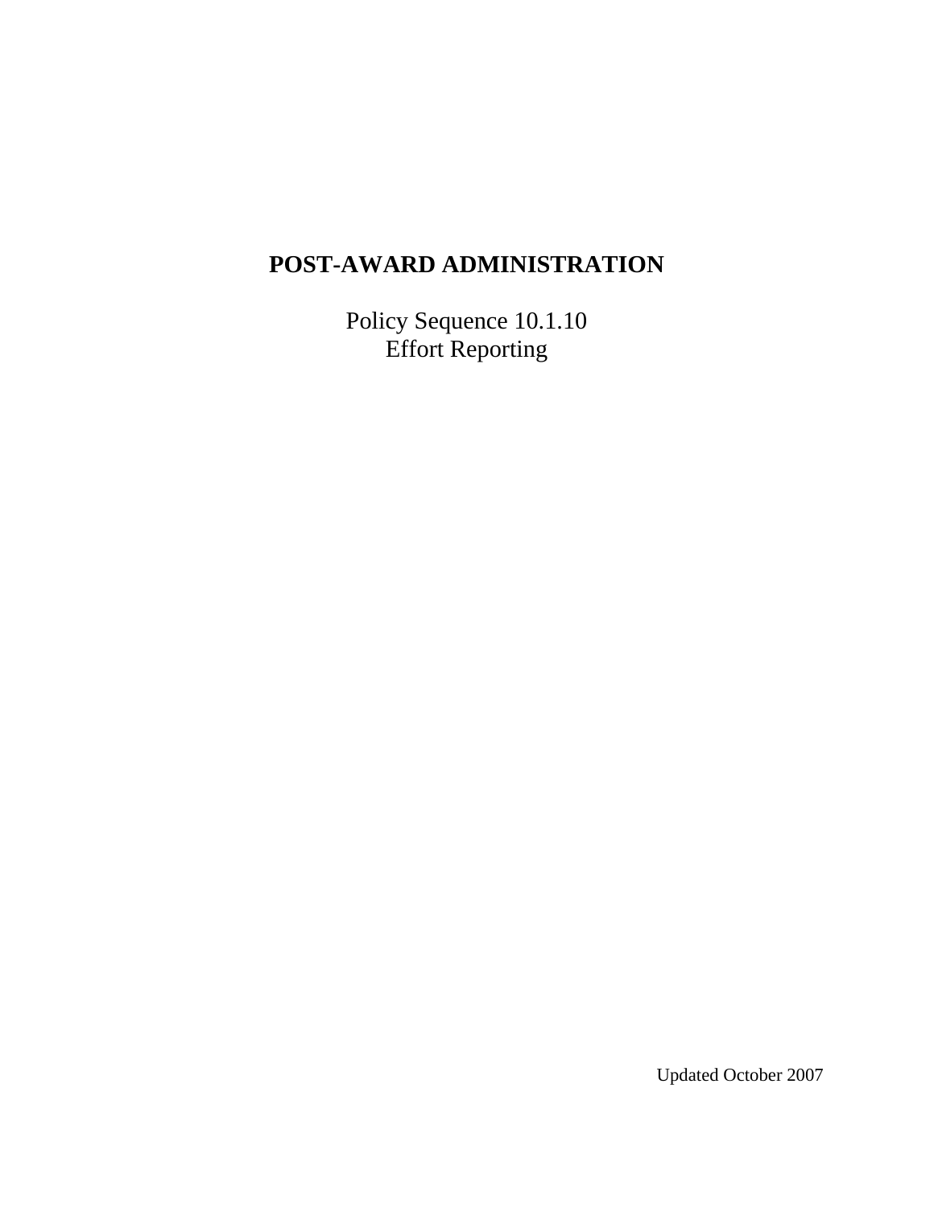# POST-AWARD ADMINISTRATION

Policy Sequence 10.1.10
Effort Reporting

Updated October 2007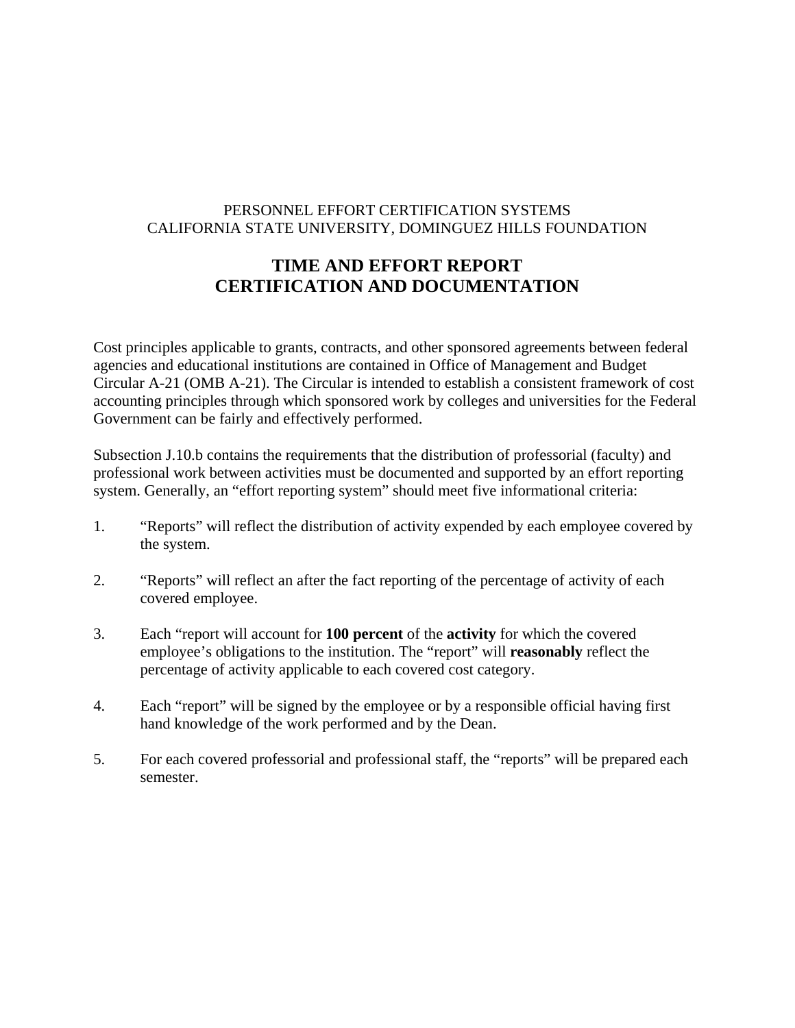PERSONNEL EFFORT CERTIFICATION SYSTEMS
CALIFORNIA STATE UNIVERSITY, DOMINGUEZ HILLS FOUNDATION

# TIME AND EFFORT REPORT CERTIFICATION AND DOCUMENTATION

Cost principles applicable to grants, contracts, and other sponsored agreements between federal agencies and educational institutions are contained in Office of Management and Budget Circular A-21 (OMB A-21). The Circular is intended to establish a consistent framework of cost accounting principles through which sponsored work by colleges and universities for the Federal Government can be fairly and effectively performed.

Subsection J.10.b contains the requirements that the distribution of professorial (faculty) and professional work between activities must be documented and supported by an effort reporting system. Generally, an "effort reporting system" should meet five informational criteria:

1. "Reports" will reflect the distribution of activity expended by each employee covered by the system.

2. "Reports" will reflect an after the fact reporting of the percentage of activity of each covered employee.

3. Each "report will account for **100 percent** of the **activity** for which the covered employee's obligations to the institution. The "report" will **reasonably** reflect the percentage of activity applicable to each covered cost category.

4. Each "report" will be signed by the employee or by a responsible official having first hand knowledge of the work performed and by the Dean.

5. For each covered professorial and professional staff, the "reports" will be prepared each semester.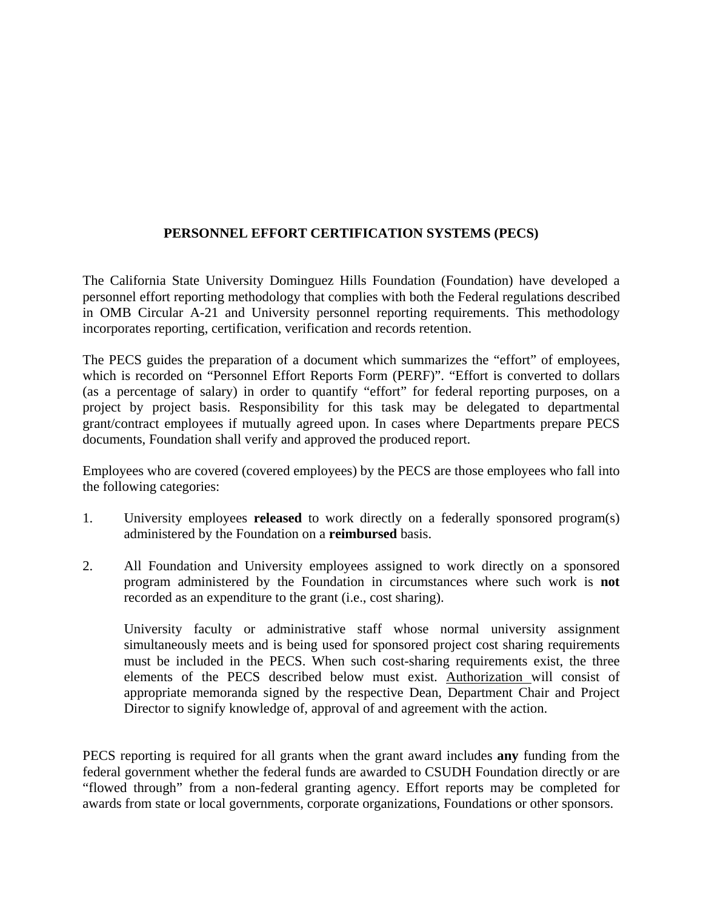# PERSONNEL EFFORT CERTIFICATION SYSTEMS (PECS)

The California State University Dominguez Hills Foundation (Foundation) have developed a personnel effort reporting methodology that complies with both the Federal regulations described in OMB Circular A-21 and University personnel reporting requirements. This methodology incorporates reporting, certification, verification and records retention.

The PECS guides the preparation of a document which summarizes the "effort" of employees, which is recorded on "Personnel Effort Reports Form (PERF)". "Effort is converted to dollars (as a percentage of salary) in order to quantify "effort" for federal reporting purposes, on a project by project basis. Responsibility for this task may be delegated to departmental grant/contract employees if mutually agreed upon. In cases where Departments prepare PECS documents, Foundation shall verify and approved the produced report.

Employees who are covered (covered employees) by the PECS are those employees who fall into the following categories:

1. University employees **released** to work directly on a federally sponsored program(s) administered by the Foundation on a **reimbursed** basis.

2. All Foundation and University employees assigned to work directly on a sponsored program administered by the Foundation in circumstances where such work is **not** recorded as an expenditure to the grant (i.e., cost sharing).

   University faculty or administrative staff whose normal university assignment simultaneously meets and is being used for sponsored project cost sharing requirements must be included in the PECS. When such cost-sharing requirements exist, the three elements of the PECS described below must exist. <u>Authorization</u> will consist of appropriate memoranda signed by the respective Dean, Department Chair and Project Director to signify knowledge of, approval of and agreement with the action.

PECS reporting is required for all grants when the grant award includes **any** funding from the federal government whether the federal funds are awarded to CSUDH Foundation directly or are "flowed through" from a non-federal granting agency. Effort reports may be completed for awards from state or local governments, corporate organizations, Foundations or other sponsors.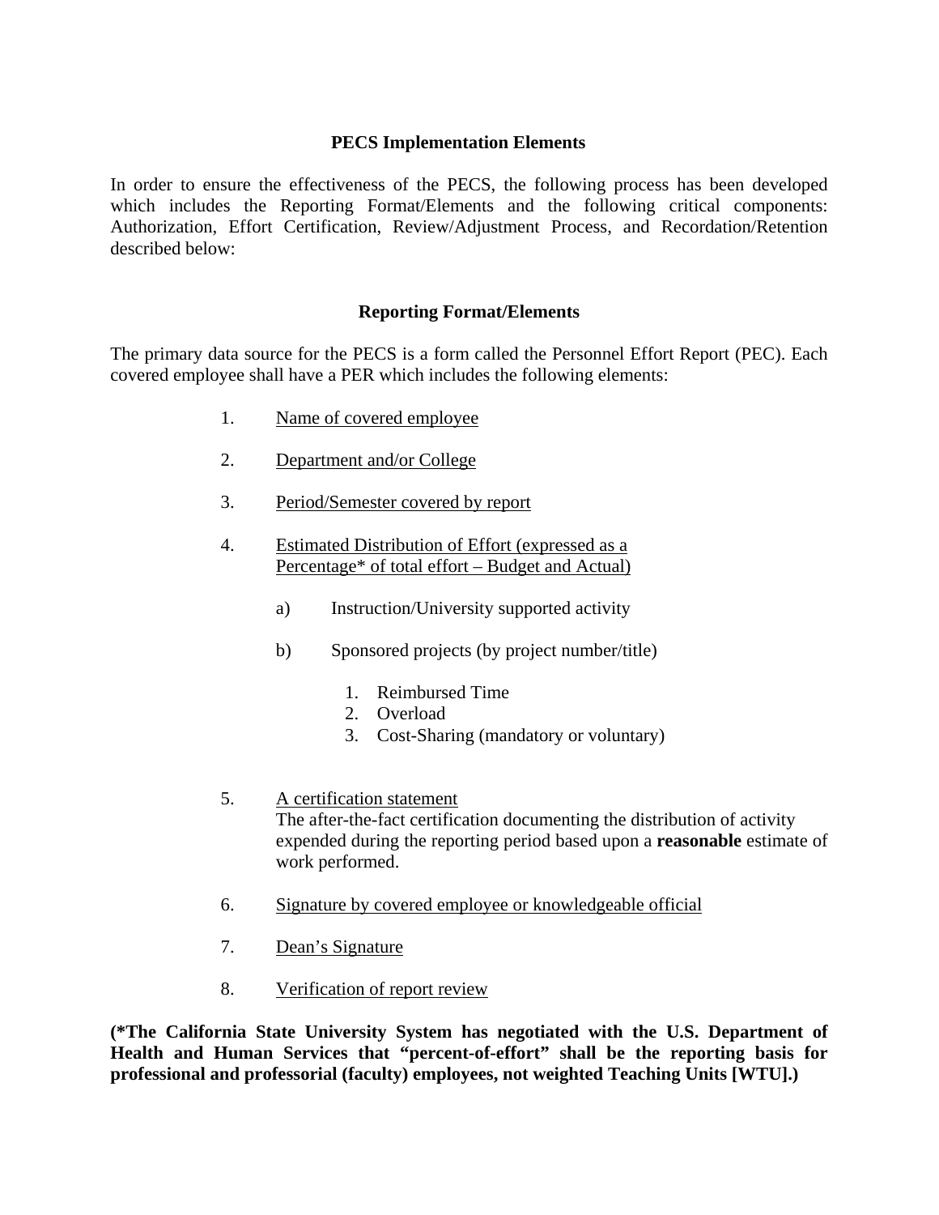## PECS Implementation Elements

In order to ensure the effectiveness of the PECS, the following process has been developed which includes the Reporting Format/Elements and the following critical components: Authorization, Effort Certification, Review/Adjustment Process, and Recordation/Retention described below:

## Reporting Format/Elements

The primary data source for the PECS is a form called the Personnel Effort Report (PEC). Each covered employee shall have a PER which includes the following elements:

1. Name of covered employee

2. Department and/or College

3. Period/Semester covered by report

4. Estimated Distribution of Effort (expressed as a Percentage* of total effort – Budget and Actual)

   a) Instruction/University supported activity

   b) Sponsored projects (by project number/title)

      1. Reimbursed Time
      2. Overload
      3. Cost-Sharing (mandatory or voluntary)

5. A certification statement
   The after-the-fact certification documenting the distribution of activity expended during the reporting period based upon a **reasonable** estimate of work performed.

6. Signature by covered employee or knowledgeable official

7. Dean's Signature

8. Verification of report review

**(*The California State University System has negotiated with the U.S. Department of Health and Human Services that "percent-of-effort" shall be the reporting basis for professional and professorial (faculty) employees, not weighted Teaching Units [WTU].)**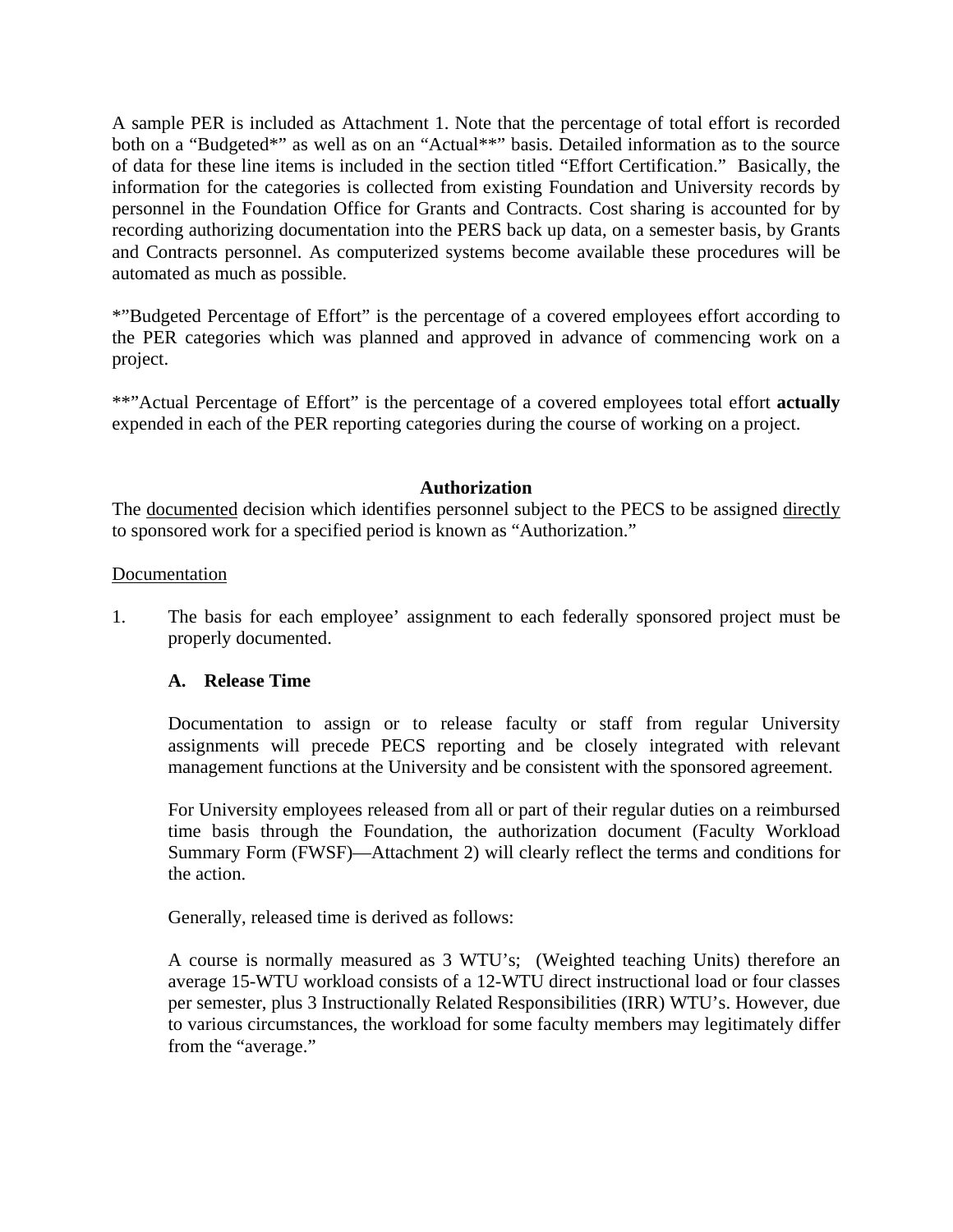A sample PER is included as Attachment 1. Note that the percentage of total effort is recorded both on a "Budgeted*" as well as on an "Actual**" basis. Detailed information as to the source of data for these line items is included in the section titled "Effort Certification." Basically, the information for the categories is collected from existing Foundation and University records by personnel in the Foundation Office for Grants and Contracts. Cost sharing is accounted for by recording authorizing documentation into the PERS back up data, on a semester basis, by Grants and Contracts personnel. As computerized systems become available these procedures will be automated as much as possible.

*"Budgeted Percentage of Effort" is the percentage of a covered employees effort according to the PER categories which was planned and approved in advance of commencing work on a project.

**"Actual Percentage of Effort" is the percentage of a covered employees total effort **actually** expended in each of the PER reporting categories during the course of working on a project.

## Authorization

The <u>documented</u> decision which identifies personnel subject to the PECS to be assigned <u>directly</u> to sponsored work for a specified period is known as "Authorization."

<u>Documentation</u>

1. The basis for each employee' assignment to each federally sponsored project must be properly documented.

   **A. Release Time**

   Documentation to assign or to release faculty or staff from regular University assignments will precede PECS reporting and be closely integrated with relevant management functions at the University and be consistent with the sponsored agreement.

   For University employees released from all or part of their regular duties on a reimbursed time basis through the Foundation, the authorization document (Faculty Workload Summary Form (FWSF)—Attachment 2) will clearly reflect the terms and conditions for the action.

   Generally, released time is derived as follows:

   A course is normally measured as 3 WTU's; (Weighted teaching Units) therefore an average 15-WTU workload consists of a 12-WTU direct instructional load or four classes per semester, plus 3 Instructionally Related Responsibilities (IRR) WTU's. However, due to various circumstances, the workload for some faculty members may legitimately differ from the "average."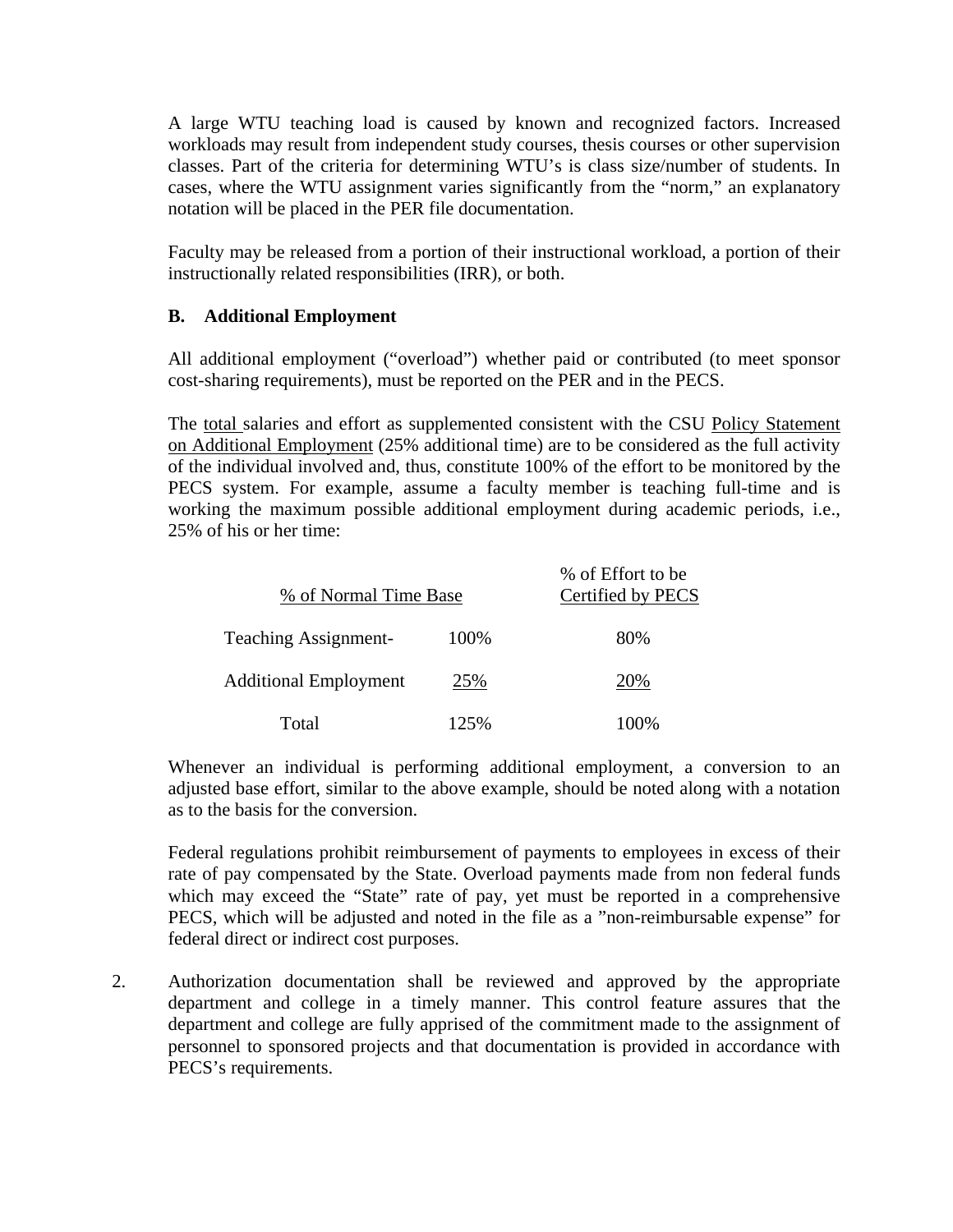A large WTU teaching load is caused by known and recognized factors. Increased workloads may result from independent study courses, thesis courses or other supervision classes. Part of the criteria for determining WTU's is class size/number of students. In cases, where the WTU assignment varies significantly from the "norm," an explanatory notation will be placed in the PER file documentation.

Faculty may be released from a portion of their instructional workload, a portion of their instructionally related responsibilities (IRR), or both.

**B. Additional Employment**

All additional employment ("overload") whether paid or contributed (to meet sponsor cost-sharing requirements), must be reported on the PER and in the PECS.

The total salaries and effort as supplemented consistent with the CSU Policy Statement on Additional Employment (25% additional time) are to be considered as the full activity of the individual involved and, thus, constitute 100% of the effort to be monitored by the PECS system. For example, assume a faculty member is teaching full-time and is working the maximum possible additional employment during academic periods, i.e., 25% of his or her time:

| % of Normal Time Base | | % of Effort to be Certified by PECS |
|---|---|---|
| Teaching Assignment- | 100% | 80% |
| Additional Employment | 25% | 20% |
| Total | 125% | 100% |

Whenever an individual is performing additional employment, a conversion to an adjusted base effort, similar to the above example, should be noted along with a notation as to the basis for the conversion.

Federal regulations prohibit reimbursement of payments to employees in excess of their rate of pay compensated by the State. Overload payments made from non federal funds which may exceed the "State" rate of pay, yet must be reported in a comprehensive PECS, which will be adjusted and noted in the file as a "non-reimbursable expense" for federal direct or indirect cost purposes.

2. Authorization documentation shall be reviewed and approved by the appropriate department and college in a timely manner. This control feature assures that the department and college are fully apprised of the commitment made to the assignment of personnel to sponsored projects and that documentation is provided in accordance with PECS's requirements.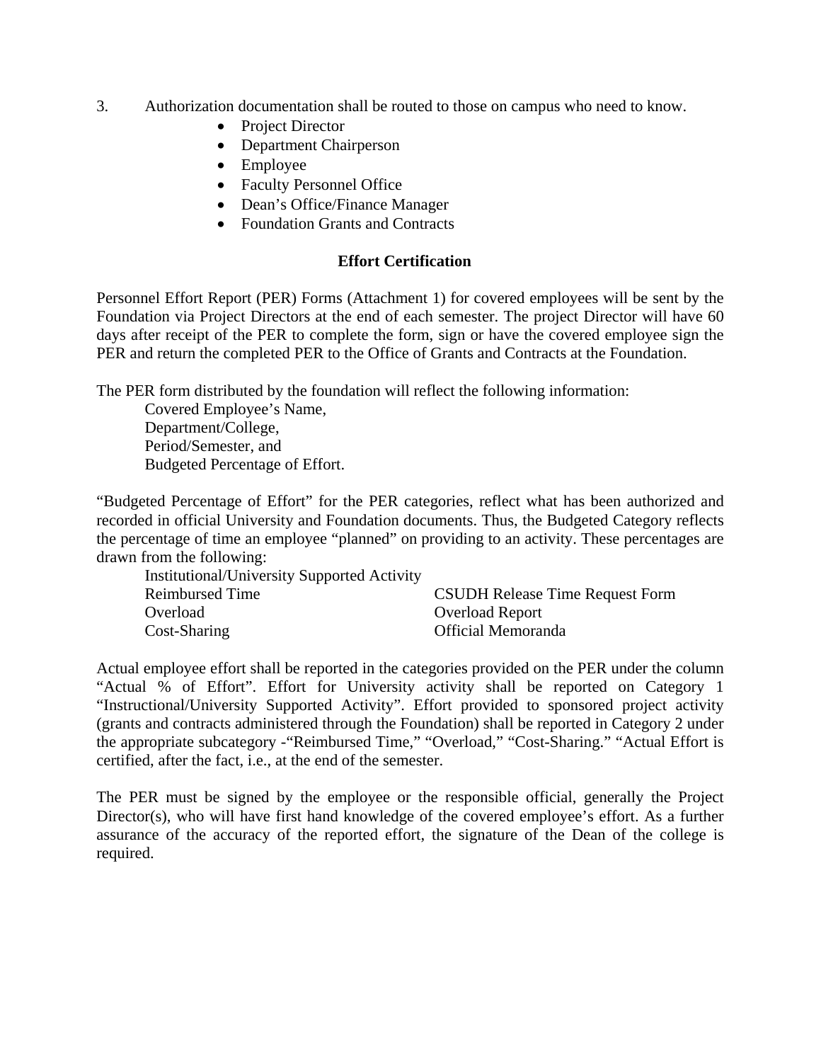3. Authorization documentation shall be routed to those on campus who need to know.
   - Project Director
   - Department Chairperson
   - Employee
   - Faculty Personnel Office
   - Dean's Office/Finance Manager
   - Foundation Grants and Contracts

**Effort Certification**

Personnel Effort Report (PER) Forms (Attachment 1) for covered employees will be sent by the Foundation via Project Directors at the end of each semester. The project Director will have 60 days after receipt of the PER to complete the form, sign or have the covered employee sign the PER and return the completed PER to the Office of Grants and Contracts at the Foundation.

The PER form distributed by the foundation will reflect the following information:

Covered Employee's Name,
Department/College,
Period/Semester, and
Budgeted Percentage of Effort.

"Budgeted Percentage of Effort" for the PER categories, reflect what has been authorized and recorded in official University and Foundation documents. Thus, the Budgeted Category reflects the percentage of time an employee "planned" on providing to an activity. These percentages are drawn from the following:

| | |
|---|---|
| Institutional/University Supported Activity | |
| Reimbursed Time | CSUDH Release Time Request Form |
| Overload | Overload Report |
| Cost-Sharing | Official Memoranda |

Actual employee effort shall be reported in the categories provided on the PER under the column "Actual % of Effort". Effort for University activity shall be reported on Category 1 "Instructional/University Supported Activity". Effort provided to sponsored project activity (grants and contracts administered through the Foundation) shall be reported in Category 2 under the appropriate subcategory -"Reimbursed Time," "Overload," "Cost-Sharing." "Actual Effort is certified, after the fact, i.e., at the end of the semester.

The PER must be signed by the employee or the responsible official, generally the Project Director(s), who will have first hand knowledge of the covered employee's effort. As a further assurance of the accuracy of the reported effort, the signature of the Dean of the college is required.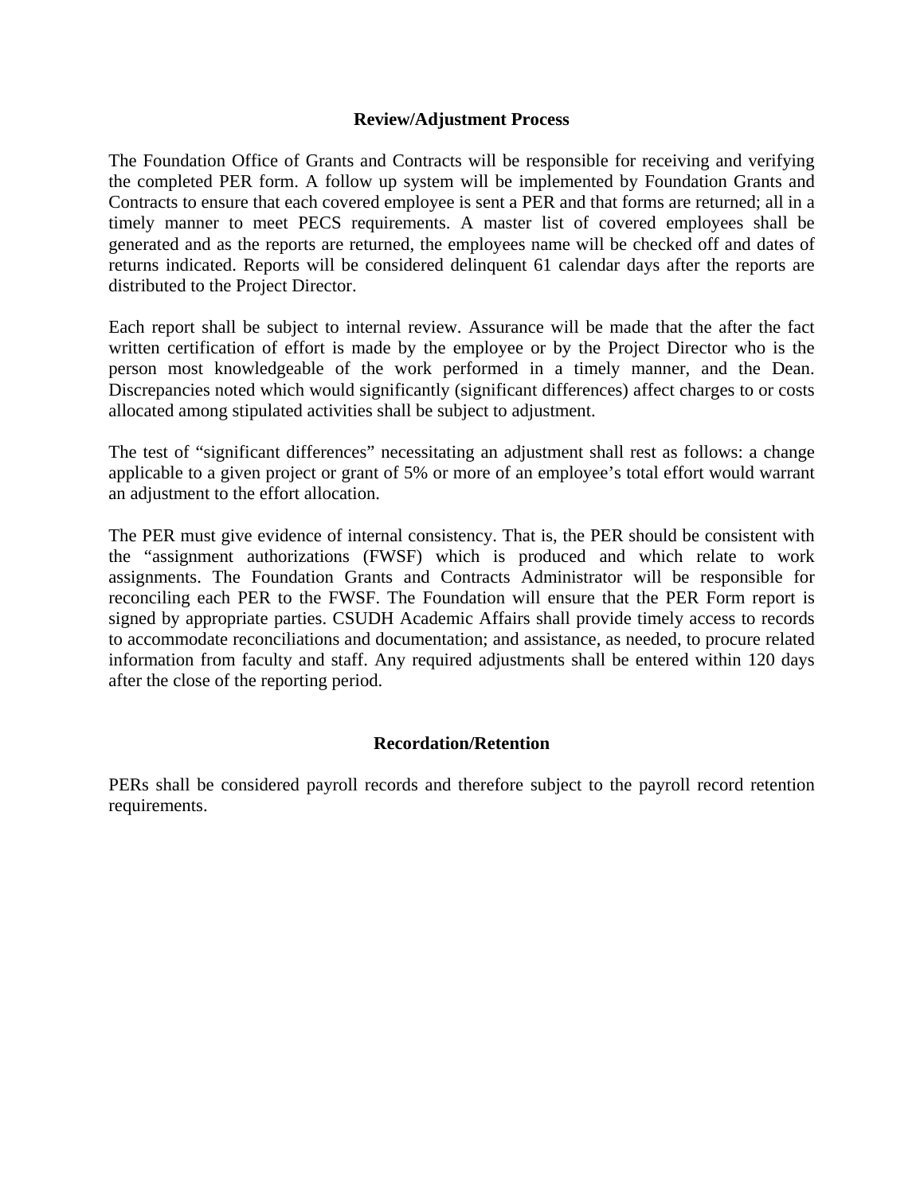## Review/Adjustment Process

The Foundation Office of Grants and Contracts will be responsible for receiving and verifying the completed PER form. A follow up system will be implemented by Foundation Grants and Contracts to ensure that each covered employee is sent a PER and that forms are returned; all in a timely manner to meet PECS requirements. A master list of covered employees shall be generated and as the reports are returned, the employees name will be checked off and dates of returns indicated. Reports will be considered delinquent 61 calendar days after the reports are distributed to the Project Director.

Each report shall be subject to internal review. Assurance will be made that the after the fact written certification of effort is made by the employee or by the Project Director who is the person most knowledgeable of the work performed in a timely manner, and the Dean. Discrepancies noted which would significantly (significant differences) affect charges to or costs allocated among stipulated activities shall be subject to adjustment.

The test of "significant differences" necessitating an adjustment shall rest as follows: a change applicable to a given project or grant of 5% or more of an employee's total effort would warrant an adjustment to the effort allocation.

The PER must give evidence of internal consistency. That is, the PER should be consistent with the "assignment authorizations (FWSF) which is produced and which relate to work assignments. The Foundation Grants and Contracts Administrator will be responsible for reconciling each PER to the FWSF. The Foundation will ensure that the PER Form report is signed by appropriate parties. CSUDH Academic Affairs shall provide timely access to records to accommodate reconciliations and documentation; and assistance, as needed, to procure related information from faculty and staff. Any required adjustments shall be entered within 120 days after the close of the reporting period.

## Recordation/Retention

PERs shall be considered payroll records and therefore subject to the payroll record retention requirements.